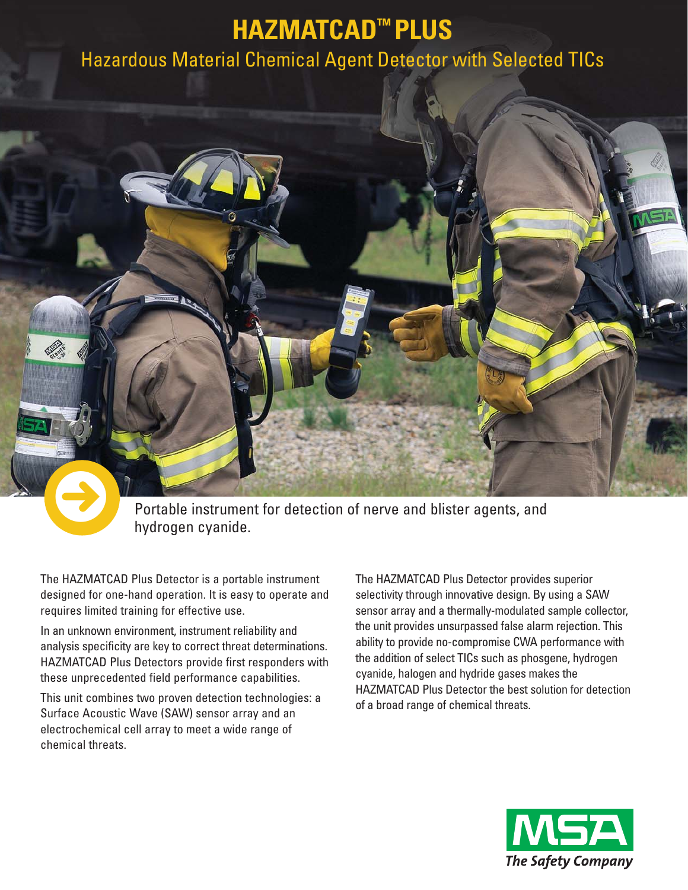# HAZMATCAD™ PLUS

## Hazardous Material Chemical Agent Detector with Selected TICs

Portable instrument for detection of nerve and blister agents, and hydrogen cyanide.

The HAZMATCAD Plus Detector is a portable instrument designed for one-hand operation. It is easy to operate and requires limited training for effective use.

In an unknown environment, instrument reliability and analysis specificity are key to correct threat determinations. HAZMATCAD Plus Detectors provide first responders with these unprecedented field performance capabilities.

This unit combines two proven detection technologies: a Surface Acoustic Wave (SAW) sensor array and an electrochemical cell array to meet a wide range of chemical threats.

The HAZMATCAD Plus Detector provides superior selectivity through innovative design. By using a SAW sensor array and a thermally-modulated sample collector, the unit provides unsurpassed false alarm rejection. This ability to provide no-compromise CWA performance with the addition of select TICs such as phosgene, hydrogen cyanide, halogen and hydride gases makes the HAZMATCAD Plus Detector the best solution for detection of a broad range of chemical threats.

MSA
*The Safety Company*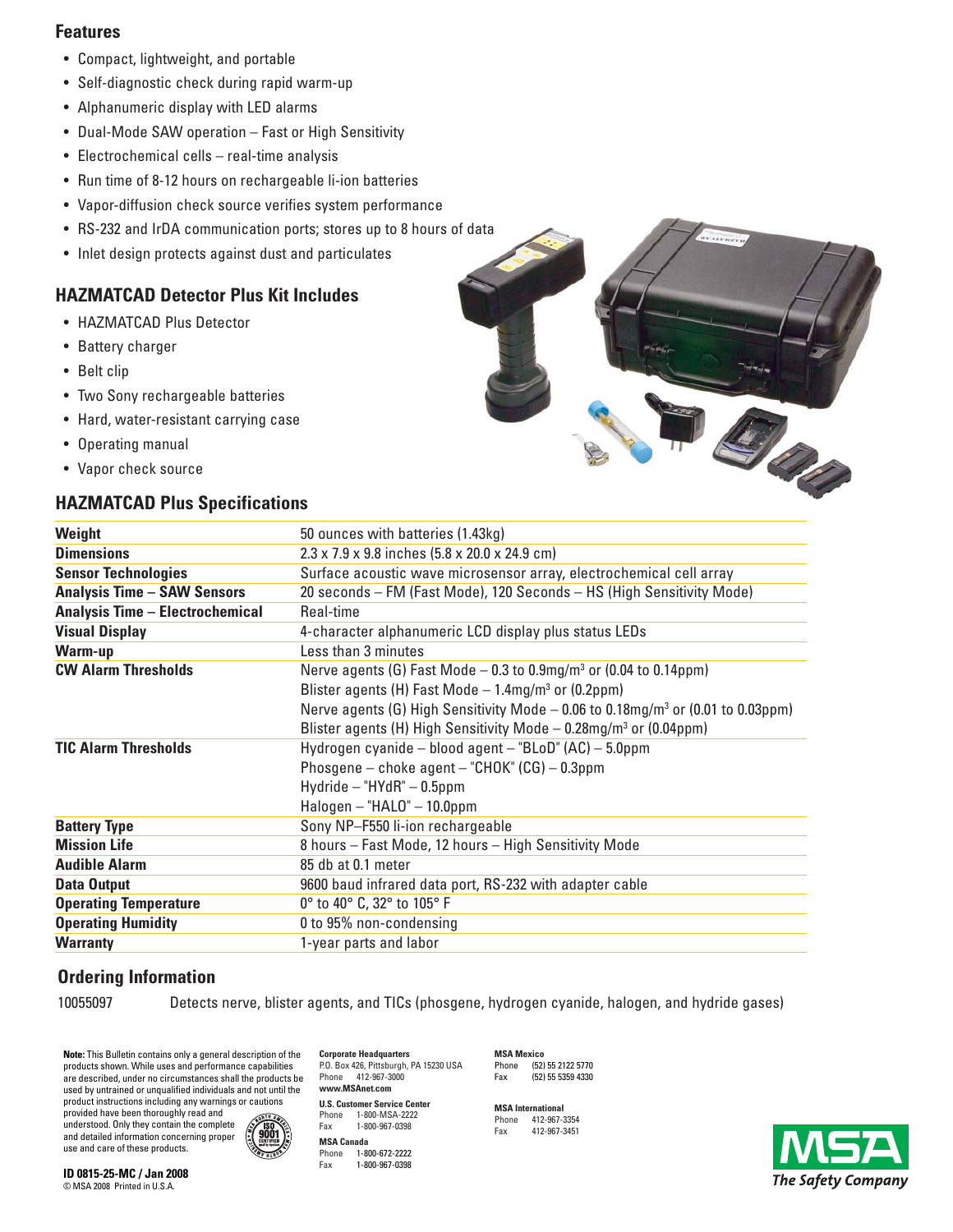## Features

- Compact, lightweight, and portable
- Self-diagnostic check during rapid warm-up
- Alphanumeric display with LED alarms
- Dual-Mode SAW operation – Fast or High Sensitivity
- Electrochemical cells – real-time analysis
- Run time of 8-12 hours on rechargeable li-ion batteries
- Vapor-diffusion check source verifies system performance
- RS-232 and IrDA communication ports; stores up to 8 hours of data
- Inlet design protects against dust and particulates

## HAZMATCAD Detector Plus Kit Includes

- HAZMATCAD Plus Detector
- Battery charger
- Belt clip
- Two Sony rechargeable batteries
- Hard, water-resistant carrying case
- Operating manual
- Vapor check source

## HAZMATCAD Plus Specifications

| | |
|---|---|
| **Weight** | 50 ounces with batteries (1.43kg) |
| **Dimensions** | 2.3 x 7.9 x 9.8 inches (5.8 x 20.0 x 24.9 cm) |
| **Sensor Technologies** | Surface acoustic wave microsensor array, electrochemical cell array |
| **Analysis Time – SAW Sensors** | 20 seconds – FM (Fast Mode), 120 Seconds – HS (High Sensitivity Mode) |
| **Analysis Time – Electrochemical** | Real-time |
| **Visual Display** | 4-character alphanumeric LCD display plus status LEDs |
| **Warm-up** | Less than 3 minutes |
| **CW Alarm Thresholds** | Nerve agents (G) Fast Mode – 0.3 to 0.9mg/m$^3$ or (0.04 to 0.14ppm)<br>Blister agents (H) Fast Mode – 1.4mg/m$^3$ or (0.2ppm)<br>Nerve agents (G) High Sensitivity Mode – 0.06 to 0.18mg/m$^3$ or (0.01 to 0.03ppm)<br>Blister agents (H) High Sensitivity Mode – 0.28mg/m$^3$ or (0.04ppm) |
| **TIC Alarm Thresholds** | Hydrogen cyanide – blood agent – "BLoD" (AC) – 5.0ppm<br>Phosgene – choke agent – "CHOK" (CG) – 0.3ppm<br>Hydride – "HYdR" – 0.5ppm<br>Halogen – "HALO" – 10.0ppm |
| **Battery Type** | Sony NP–F550 li-ion rechargeable |
| **Mission Life** | 8 hours – Fast Mode, 12 hours – High Sensitivity Mode |
| **Audible Alarm** | 85 db at 0.1 meter |
| **Data Output** | 9600 baud infrared data port, RS-232 with adapter cable |
| **Operating Temperature** | 0° to 40° C, 32° to 105° F |
| **Operating Humidity** | 0 to 95% non-condensing |
| **Warranty** | 1-year parts and labor |

## Ordering Information

10055097 Detects nerve, blister agents, and TICs (phosgene, hydrogen cyanide, halogen, and hydride gases)

**Note:** This Bulletin contains only a general description of the products shown. While uses and performance capabilities are described, under no circumstances shall the products be used by untrained or unqualified individuals and not until the product instructions including any warnings or cautions provided have been thoroughly read and understood. Only they contain the complete and detailed information concerning proper use and care of these products.

**ID 0815-25-MC / Jan 2008**
© MSA 2008 Printed in U.S.A.

**Corporate Headquarters**
P.O. Box 426, Pittsburgh, PA 15230 USA
Phone 412-967-3000
**www.MSAnet.com**

**U.S. Customer Service Center**
Phone 1-800-MSA-2222
Fax 1-800-967-0398

**MSA Canada**
Phone 1-800-672-2222
Fax 1-800-967-0398

**MSA Mexico**
Phone (52) 55 2122 5770
Fax (52) 55 5359 4330

**MSA International**
Phone 412-967-3354
Fax 412-967-3451

MSA
*The Safety Company*